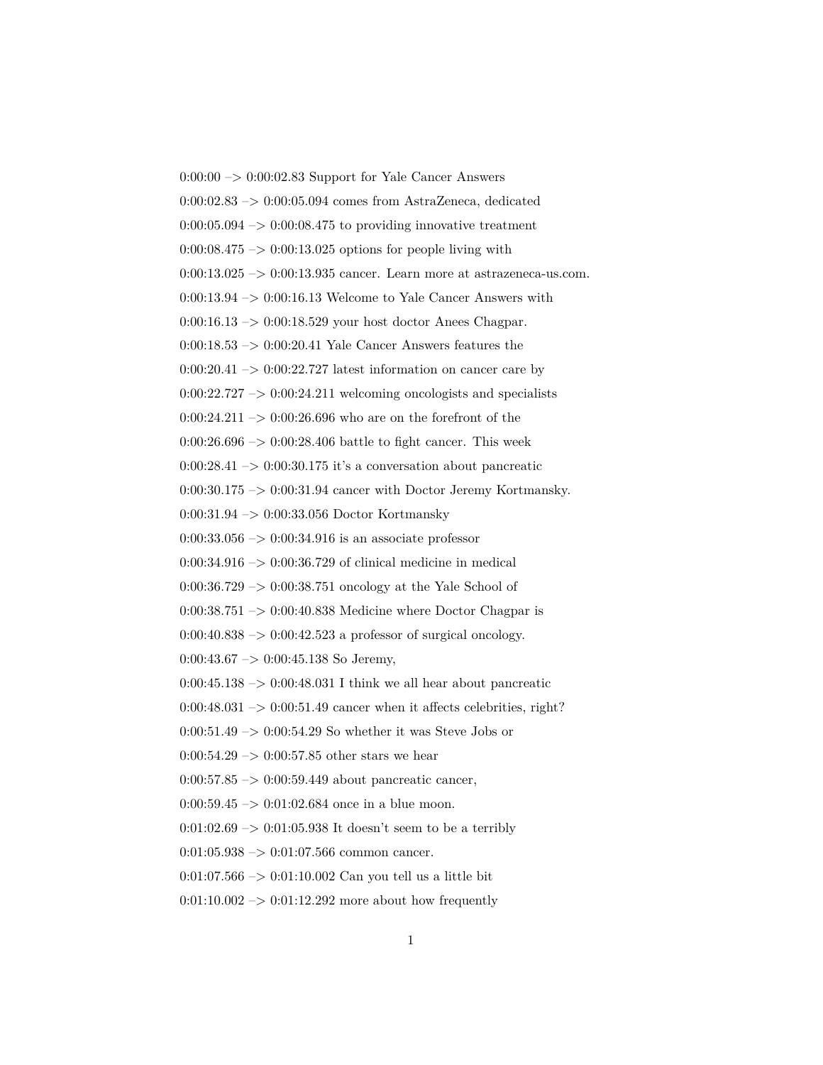0:00:00 –> 0:00:02.83 Support for Yale Cancer Answers

0:00:02.83 –> 0:00:05.094 comes from AstraZeneca, dedicated

0:00:05.094 –> 0:00:08.475 to providing innovative treatment

0:00:08.475 –> 0:00:13.025 options for people living with

0:00:13.025 –> 0:00:13.935 cancer. Learn more at astrazeneca-us.com.

0:00:13.94 –> 0:00:16.13 Welcome to Yale Cancer Answers with

0:00:16.13 –> 0:00:18.529 your host doctor Anees Chagpar.

0:00:18.53 –> 0:00:20.41 Yale Cancer Answers features the

0:00:20.41 –> 0:00:22.727 latest information on cancer care by

0:00:22.727 –> 0:00:24.211 welcoming oncologists and specialists

0:00:24.211 –> 0:00:26.696 who are on the forefront of the

0:00:26.696 –> 0:00:28.406 battle to fight cancer. This week

0:00:28.41 –> 0:00:30.175 it's a conversation about pancreatic

0:00:30.175 –> 0:00:31.94 cancer with Doctor Jeremy Kortmansky.

0:00:31.94 –> 0:00:33.056 Doctor Kortmansky

0:00:33.056 –> 0:00:34.916 is an associate professor

0:00:34.916 –> 0:00:36.729 of clinical medicine in medical

0:00:36.729 –> 0:00:38.751 oncology at the Yale School of

0:00:38.751 –> 0:00:40.838 Medicine where Doctor Chagpar is

0:00:40.838 –> 0:00:42.523 a professor of surgical oncology.

0:00:43.67 –> 0:00:45.138 So Jeremy,

0:00:45.138 –> 0:00:48.031 I think we all hear about pancreatic

0:00:48.031 –> 0:00:51.49 cancer when it affects celebrities, right?

0:00:51.49 –> 0:00:54.29 So whether it was Steve Jobs or

0:00:54.29 –> 0:00:57.85 other stars we hear

0:00:57.85 –> 0:00:59.449 about pancreatic cancer,

0:00:59.45 –> 0:01:02.684 once in a blue moon.

0:01:02.69 –> 0:01:05.938 It doesn't seem to be a terribly

0:01:05.938 –> 0:01:07.566 common cancer.

0:01:07.566 –> 0:01:10.002 Can you tell us a little bit

0:01:10.002 –> 0:01:12.292 more about how frequently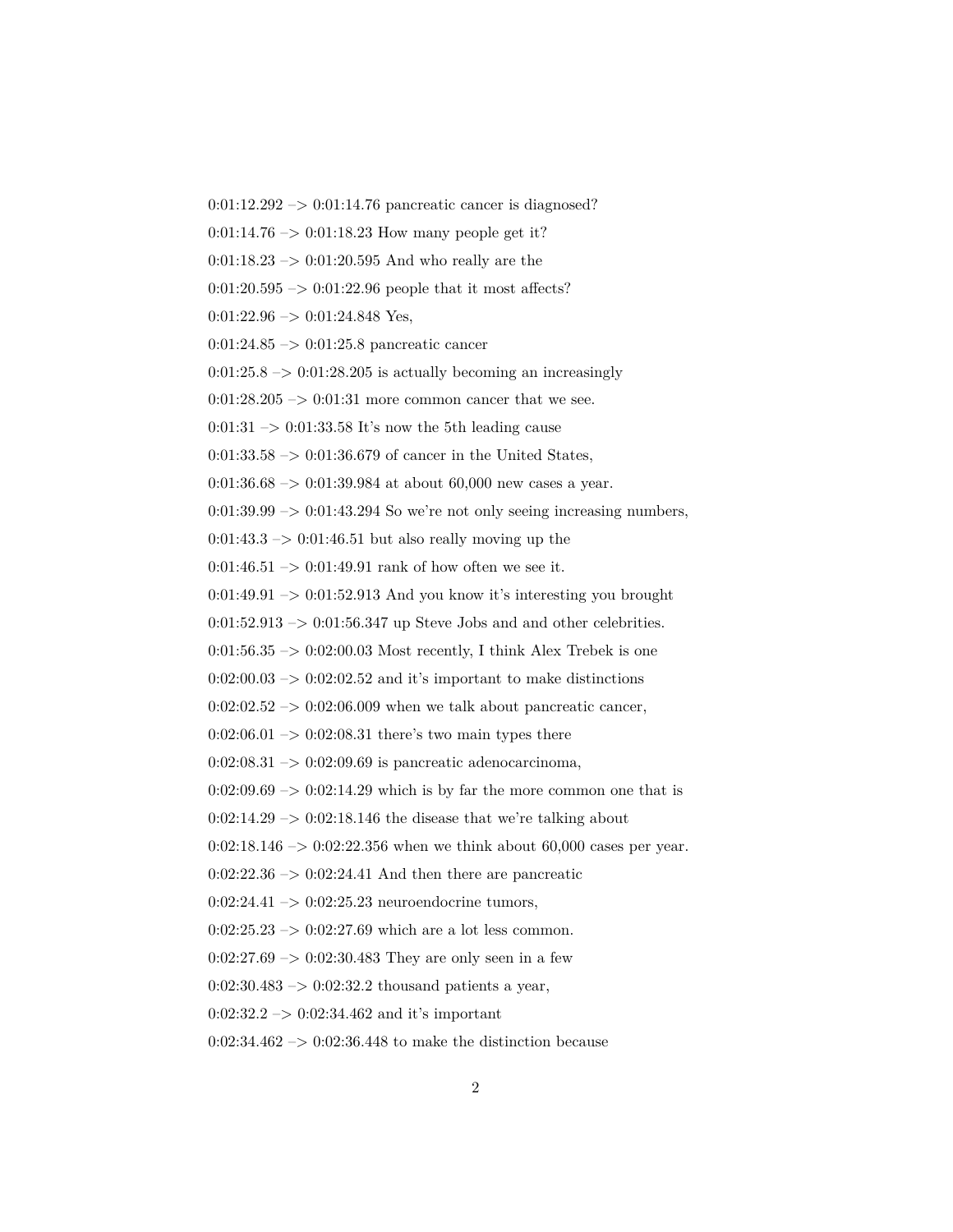0:01:12.292 –> 0:01:14.76 pancreatic cancer is diagnosed?

0:01:14.76 –> 0:01:18.23 How many people get it?

0:01:18.23 –> 0:01:20.595 And who really are the

0:01:20.595 –> 0:01:22.96 people that it most affects?

0:01:22.96 –> 0:01:24.848 Yes,

0:01:24.85 –> 0:01:25.8 pancreatic cancer

0:01:25.8 –> 0:01:28.205 is actually becoming an increasingly

0:01:28.205 –> 0:01:31 more common cancer that we see.

0:01:31 –> 0:01:33.58 It's now the 5th leading cause

0:01:33.58 –> 0:01:36.679 of cancer in the United States,

0:01:36.68 –> 0:01:39.984 at about 60,000 new cases a year.

0:01:39.99 –> 0:01:43.294 So we're not only seeing increasing numbers,

0:01:43.3 –> 0:01:46.51 but also really moving up the

0:01:46.51 –> 0:01:49.91 rank of how often we see it.

0:01:49.91 –> 0:01:52.913 And you know it's interesting you brought

0:01:52.913 –> 0:01:56.347 up Steve Jobs and and other celebrities.

0:01:56.35 –> 0:02:00.03 Most recently, I think Alex Trebek is one

0:02:00.03 –> 0:02:02.52 and it's important to make distinctions

0:02:02.52 –> 0:02:06.009 when we talk about pancreatic cancer,

0:02:06.01 –> 0:02:08.31 there's two main types there

0:02:08.31 –> 0:02:09.69 is pancreatic adenocarcinoma,

0:02:09.69 –> 0:02:14.29 which is by far the more common one that is

0:02:14.29 –> 0:02:18.146 the disease that we're talking about

0:02:18.146 –> 0:02:22.356 when we think about 60,000 cases per year.

0:02:22.36 –> 0:02:24.41 And then there are pancreatic

0:02:24.41 –> 0:02:25.23 neuroendocrine tumors,

0:02:25.23 –> 0:02:27.69 which are a lot less common.

0:02:27.69 –> 0:02:30.483 They are only seen in a few

0:02:30.483 –> 0:02:32.2 thousand patients a year,

0:02:32.2 –> 0:02:34.462 and it's important

0:02:34.462 –> 0:02:36.448 to make the distinction because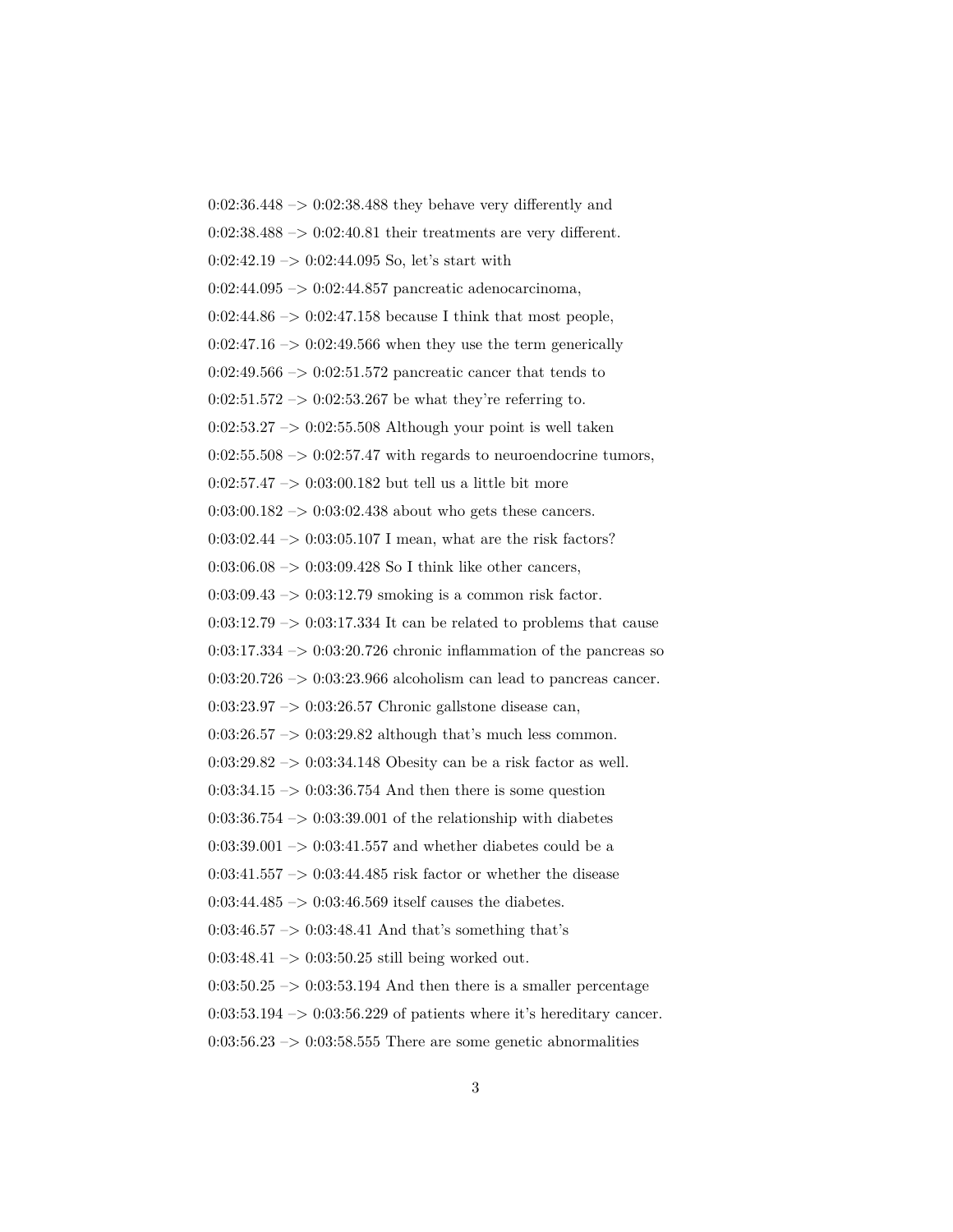0:02:36.448 –> 0:02:38.488 they behave very differently and

0:02:38.488 –> 0:02:40.81 their treatments are very different.

0:02:42.19 –> 0:02:44.095 So, let's start with

0:02:44.095 –> 0:02:44.857 pancreatic adenocarcinoma,

0:02:44.86 –> 0:02:47.158 because I think that most people,

0:02:47.16 –> 0:02:49.566 when they use the term generically

0:02:49.566 –> 0:02:51.572 pancreatic cancer that tends to

0:02:51.572 –> 0:02:53.267 be what they're referring to.

0:02:53.27 –> 0:02:55.508 Although your point is well taken

0:02:55.508 –> 0:02:57.47 with regards to neuroendocrine tumors,

0:02:57.47 –> 0:03:00.182 but tell us a little bit more

0:03:00.182 –> 0:03:02.438 about who gets these cancers.

0:03:02.44 –> 0:03:05.107 I mean, what are the risk factors?

0:03:06.08 –> 0:03:09.428 So I think like other cancers,

0:03:09.43 –> 0:03:12.79 smoking is a common risk factor.

0:03:12.79 –> 0:03:17.334 It can be related to problems that cause

0:03:17.334 –> 0:03:20.726 chronic inflammation of the pancreas so

0:03:20.726 –> 0:03:23.966 alcoholism can lead to pancreas cancer.

0:03:23.97 –> 0:03:26.57 Chronic gallstone disease can,

0:03:26.57 –> 0:03:29.82 although that's much less common.

0:03:29.82 –> 0:03:34.148 Obesity can be a risk factor as well.

0:03:34.15 –> 0:03:36.754 And then there is some question

0:03:36.754 –> 0:03:39.001 of the relationship with diabetes

0:03:39.001 –> 0:03:41.557 and whether diabetes could be a

0:03:41.557 –> 0:03:44.485 risk factor or whether the disease

0:03:44.485 –> 0:03:46.569 itself causes the diabetes.

0:03:46.57 –> 0:03:48.41 And that's something that's

0:03:48.41 –> 0:03:50.25 still being worked out.

0:03:50.25 –> 0:03:53.194 And then there is a smaller percentage

0:03:53.194 –> 0:03:56.229 of patients where it's hereditary cancer.

0:03:56.23 –> 0:03:58.555 There are some genetic abnormalities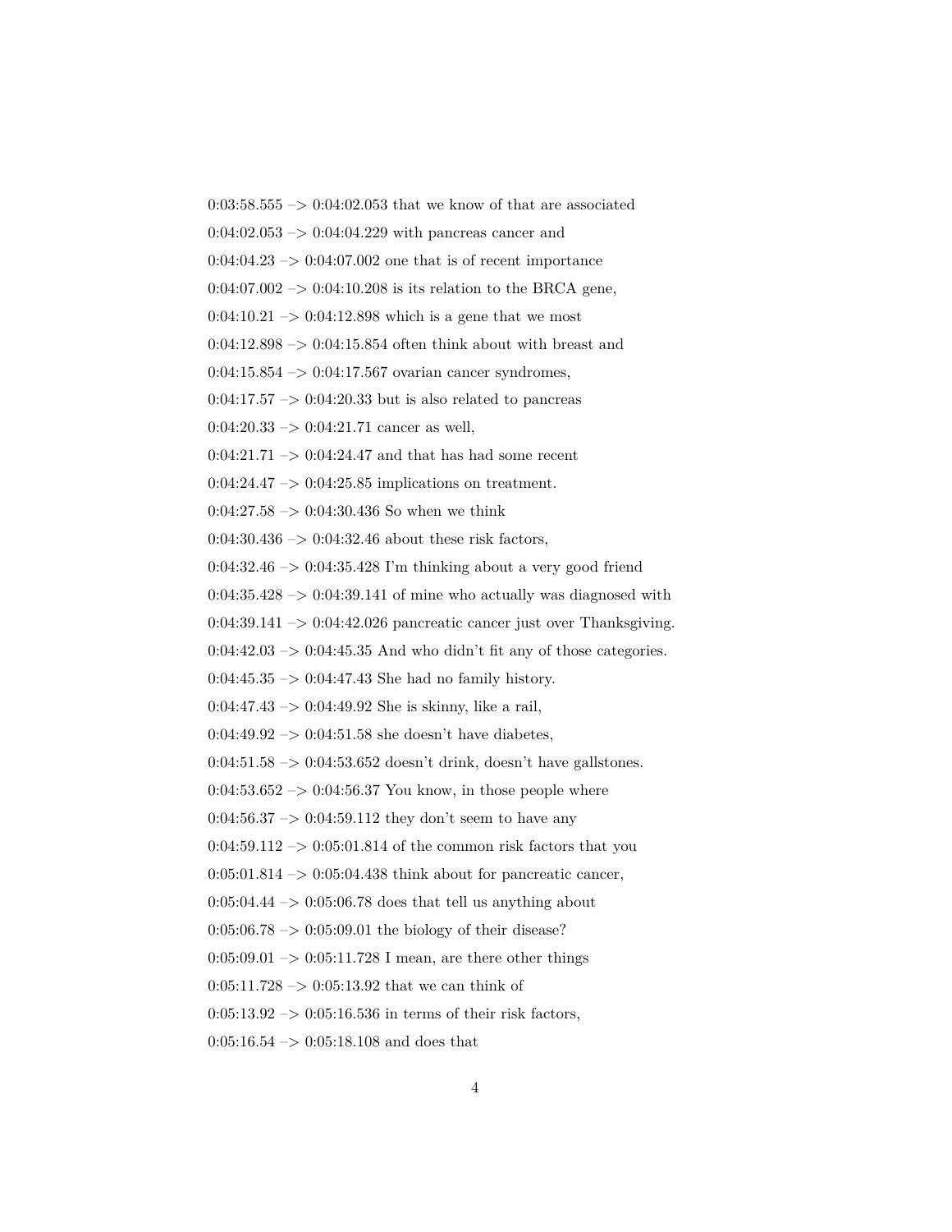0:03:58.555 –> 0:04:02.053 that we know of that are associated

0:04:02.053 –> 0:04:04.229 with pancreas cancer and

0:04:04.23 –> 0:04:07.002 one that is of recent importance

0:04:07.002 –> 0:04:10.208 is its relation to the BRCA gene,

0:04:10.21 –> 0:04:12.898 which is a gene that we most

0:04:12.898 –> 0:04:15.854 often think about with breast and

0:04:15.854 –> 0:04:17.567 ovarian cancer syndromes,

0:04:17.57 –> 0:04:20.33 but is also related to pancreas

0:04:20.33 –> 0:04:21.71 cancer as well,

0:04:21.71 –> 0:04:24.47 and that has had some recent

0:04:24.47 –> 0:04:25.85 implications on treatment.

0:04:27.58 –> 0:04:30.436 So when we think

0:04:30.436 –> 0:04:32.46 about these risk factors,

0:04:32.46 –> 0:04:35.428 I'm thinking about a very good friend

0:04:35.428 –> 0:04:39.141 of mine who actually was diagnosed with

0:04:39.141 –> 0:04:42.026 pancreatic cancer just over Thanksgiving.

0:04:42.03 –> 0:04:45.35 And who didn't fit any of those categories.

0:04:45.35 –> 0:04:47.43 She had no family history.

0:04:47.43 –> 0:04:49.92 She is skinny, like a rail,

0:04:49.92 –> 0:04:51.58 she doesn't have diabetes,

0:04:51.58 –> 0:04:53.652 doesn't drink, doesn't have gallstones.

0:04:53.652 –> 0:04:56.37 You know, in those people where

0:04:56.37 –> 0:04:59.112 they don't seem to have any

0:04:59.112 –> 0:05:01.814 of the common risk factors that you

0:05:01.814 –> 0:05:04.438 think about for pancreatic cancer,

0:05:04.44 –> 0:05:06.78 does that tell us anything about

0:05:06.78 –> 0:05:09.01 the biology of their disease?

0:05:09.01 –> 0:05:11.728 I mean, are there other things

0:05:11.728 –> 0:05:13.92 that we can think of

0:05:13.92 –> 0:05:16.536 in terms of their risk factors,

0:05:16.54 –> 0:05:18.108 and does that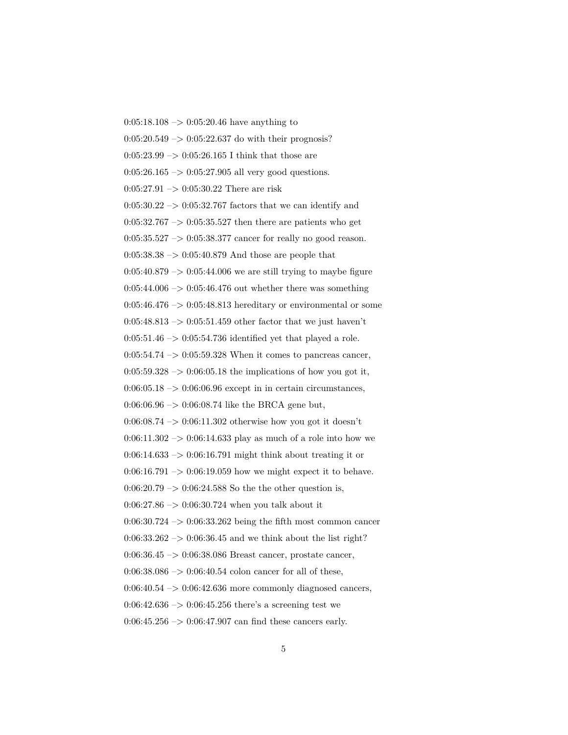0:05:18.108 –> 0:05:20.46 have anything to

0:05:20.549 –> 0:05:22.637 do with their prognosis?

0:05:23.99 –> 0:05:26.165 I think that those are

0:05:26.165 –> 0:05:27.905 all very good questions.

0:05:27.91 –> 0:05:30.22 There are risk

0:05:30.22 –> 0:05:32.767 factors that we can identify and

0:05:32.767 –> 0:05:35.527 then there are patients who get

0:05:35.527 –> 0:05:38.377 cancer for really no good reason.

0:05:38.38 –> 0:05:40.879 And those are people that

0:05:40.879 –> 0:05:44.006 we are still trying to maybe figure

0:05:44.006 –> 0:05:46.476 out whether there was something

0:05:46.476 –> 0:05:48.813 hereditary or environmental or some

0:05:48.813 –> 0:05:51.459 other factor that we just haven't

0:05:51.46 –> 0:05:54.736 identified yet that played a role.

0:05:54.74 –> 0:05:59.328 When it comes to pancreas cancer,

0:05:59.328 –> 0:06:05.18 the implications of how you got it,

0:06:05.18 –> 0:06:06.96 except in in certain circumstances,

0:06:06.96 –> 0:06:08.74 like the BRCA gene but,

0:06:08.74 –> 0:06:11.302 otherwise how you got it doesn't

0:06:11.302 –> 0:06:14.633 play as much of a role into how we

0:06:14.633 –> 0:06:16.791 might think about treating it or

0:06:16.791 –> 0:06:19.059 how we might expect it to behave.

0:06:20.79 –> 0:06:24.588 So the the other question is,

0:06:27.86 –> 0:06:30.724 when you talk about it

0:06:30.724 –> 0:06:33.262 being the fifth most common cancer

0:06:33.262 –> 0:06:36.45 and we think about the list right?

0:06:36.45 –> 0:06:38.086 Breast cancer, prostate cancer,

0:06:38.086 –> 0:06:40.54 colon cancer for all of these,

0:06:40.54 –> 0:06:42.636 more commonly diagnosed cancers,

0:06:42.636 –> 0:06:45.256 there's a screening test we

0:06:45.256 –> 0:06:47.907 can find these cancers early.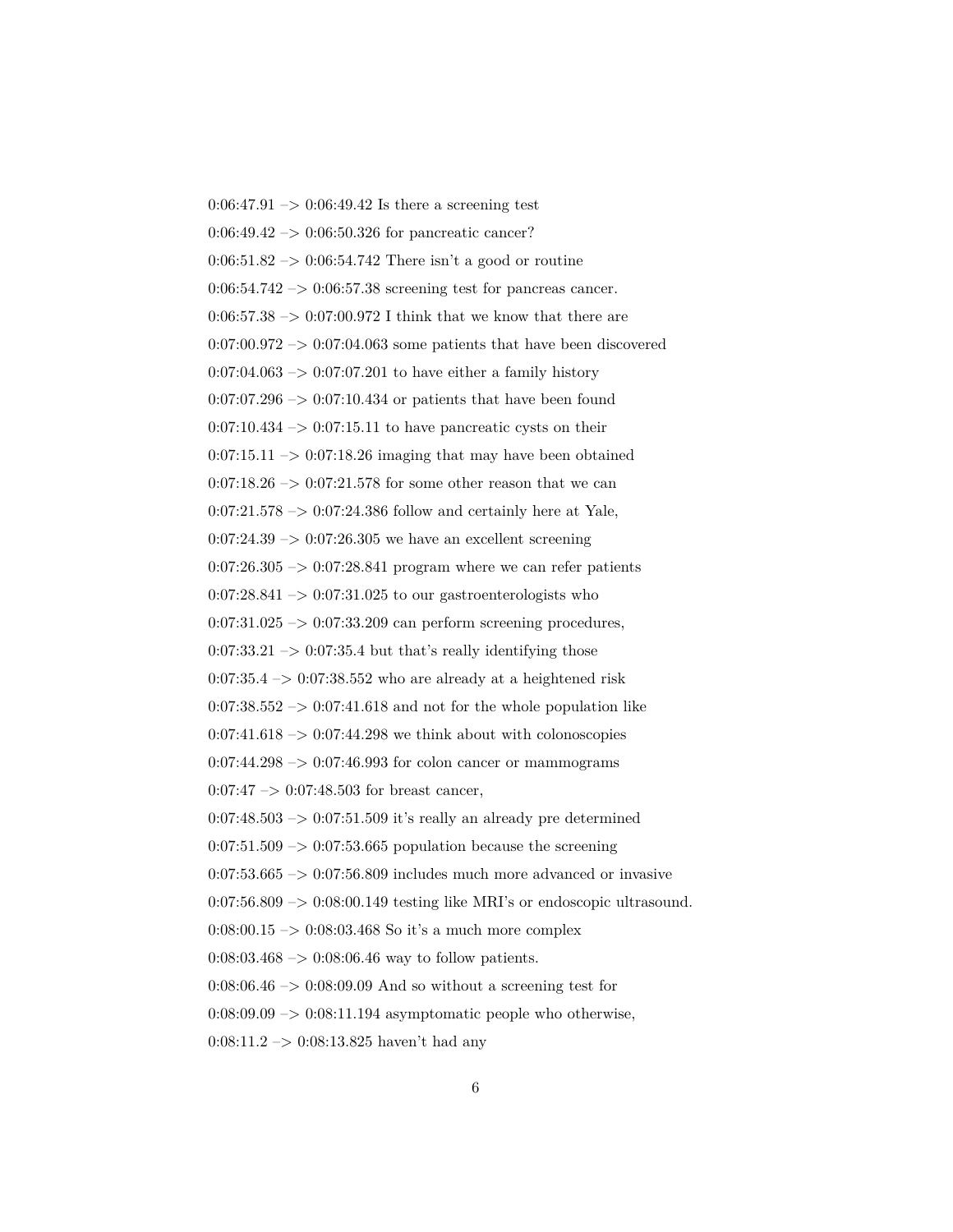0:06:47.91 –> 0:06:49.42 Is there a screening test

0:06:49.42 –> 0:06:50.326 for pancreatic cancer?

0:06:51.82 –> 0:06:54.742 There isn't a good or routine

0:06:54.742 –> 0:06:57.38 screening test for pancreas cancer.

0:06:57.38 –> 0:07:00.972 I think that we know that there are

0:07:00.972 –> 0:07:04.063 some patients that have been discovered

0:07:04.063 –> 0:07:07.201 to have either a family history

0:07:07.296 –> 0:07:10.434 or patients that have been found

0:07:10.434 –> 0:07:15.11 to have pancreatic cysts on their

0:07:15.11 –> 0:07:18.26 imaging that may have been obtained

0:07:18.26 –> 0:07:21.578 for some other reason that we can

0:07:21.578 –> 0:07:24.386 follow and certainly here at Yale,

0:07:24.39 –> 0:07:26.305 we have an excellent screening

0:07:26.305 –> 0:07:28.841 program where we can refer patients

0:07:28.841 –> 0:07:31.025 to our gastroenterologists who

0:07:31.025 –> 0:07:33.209 can perform screening procedures,

0:07:33.21 –> 0:07:35.4 but that's really identifying those

0:07:35.4 –> 0:07:38.552 who are already at a heightened risk

0:07:38.552 –> 0:07:41.618 and not for the whole population like

0:07:41.618 –> 0:07:44.298 we think about with colonoscopies

0:07:44.298 –> 0:07:46.993 for colon cancer or mammograms

0:07:47 –> 0:07:48.503 for breast cancer,

0:07:48.503 –> 0:07:51.509 it's really an already pre determined

0:07:51.509 –> 0:07:53.665 population because the screening

0:07:53.665 –> 0:07:56.809 includes much more advanced or invasive

0:07:56.809 –> 0:08:00.149 testing like MRI's or endoscopic ultrasound.

0:08:00.15 –> 0:08:03.468 So it's a much more complex

0:08:03.468 –> 0:08:06.46 way to follow patients.

0:08:06.46 –> 0:08:09.09 And so without a screening test for

0:08:09.09 –> 0:08:11.194 asymptomatic people who otherwise,

0:08:11.2 –> 0:08:13.825 haven't had any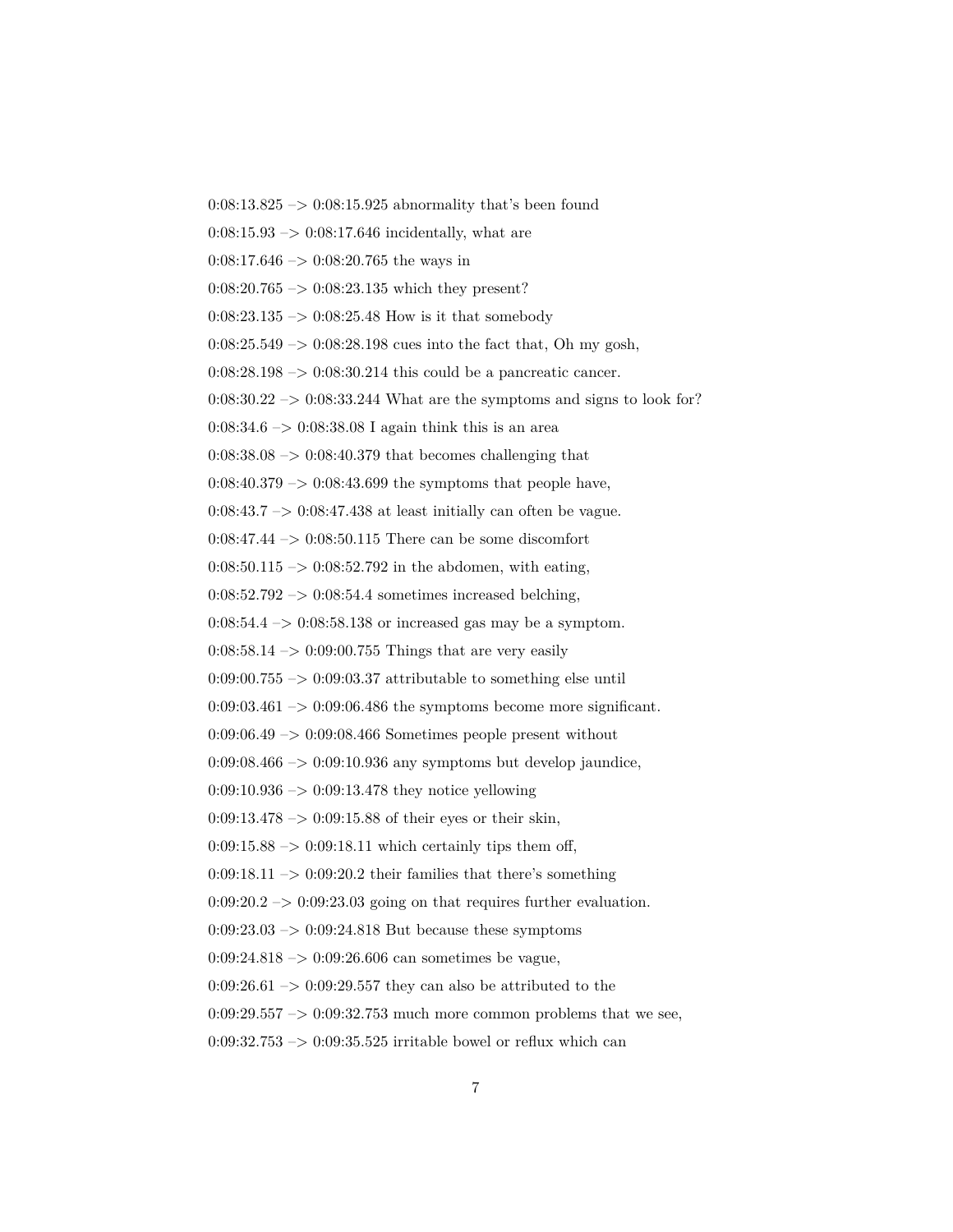0:08:13.825 –> 0:08:15.925 abnormality that's been found

0:08:15.93 –> 0:08:17.646 incidentally, what are

0:08:17.646 –> 0:08:20.765 the ways in

0:08:20.765 –> 0:08:23.135 which they present?

0:08:23.135 –> 0:08:25.48 How is it that somebody

0:08:25.549 –> 0:08:28.198 cues into the fact that, Oh my gosh,

0:08:28.198 –> 0:08:30.214 this could be a pancreatic cancer.

0:08:30.22 –> 0:08:33.244 What are the symptoms and signs to look for?

0:08:34.6 –> 0:08:38.08 I again think this is an area

0:08:38.08 –> 0:08:40.379 that becomes challenging that

0:08:40.379 –> 0:08:43.699 the symptoms that people have,

0:08:43.7 –> 0:08:47.438 at least initially can often be vague.

0:08:47.44 –> 0:08:50.115 There can be some discomfort

0:08:50.115 –> 0:08:52.792 in the abdomen, with eating,

0:08:52.792 –> 0:08:54.4 sometimes increased belching,

0:08:54.4 –> 0:08:58.138 or increased gas may be a symptom.

0:08:58.14 –> 0:09:00.755 Things that are very easily

0:09:00.755 –> 0:09:03.37 attributable to something else until

0:09:03.461 –> 0:09:06.486 the symptoms become more significant.

0:09:06.49 –> 0:09:08.466 Sometimes people present without

0:09:08.466 –> 0:09:10.936 any symptoms but develop jaundice,

0:09:10.936 –> 0:09:13.478 they notice yellowing

0:09:13.478 –> 0:09:15.88 of their eyes or their skin,

0:09:15.88 –> 0:09:18.11 which certainly tips them off,

0:09:18.11 –> 0:09:20.2 their families that there's something

0:09:20.2 –> 0:09:23.03 going on that requires further evaluation.

0:09:23.03 –> 0:09:24.818 But because these symptoms

0:09:24.818 –> 0:09:26.606 can sometimes be vague,

0:09:26.61 –> 0:09:29.557 they can also be attributed to the

0:09:29.557 –> 0:09:32.753 much more common problems that we see,

0:09:32.753 –> 0:09:35.525 irritable bowel or reflux which can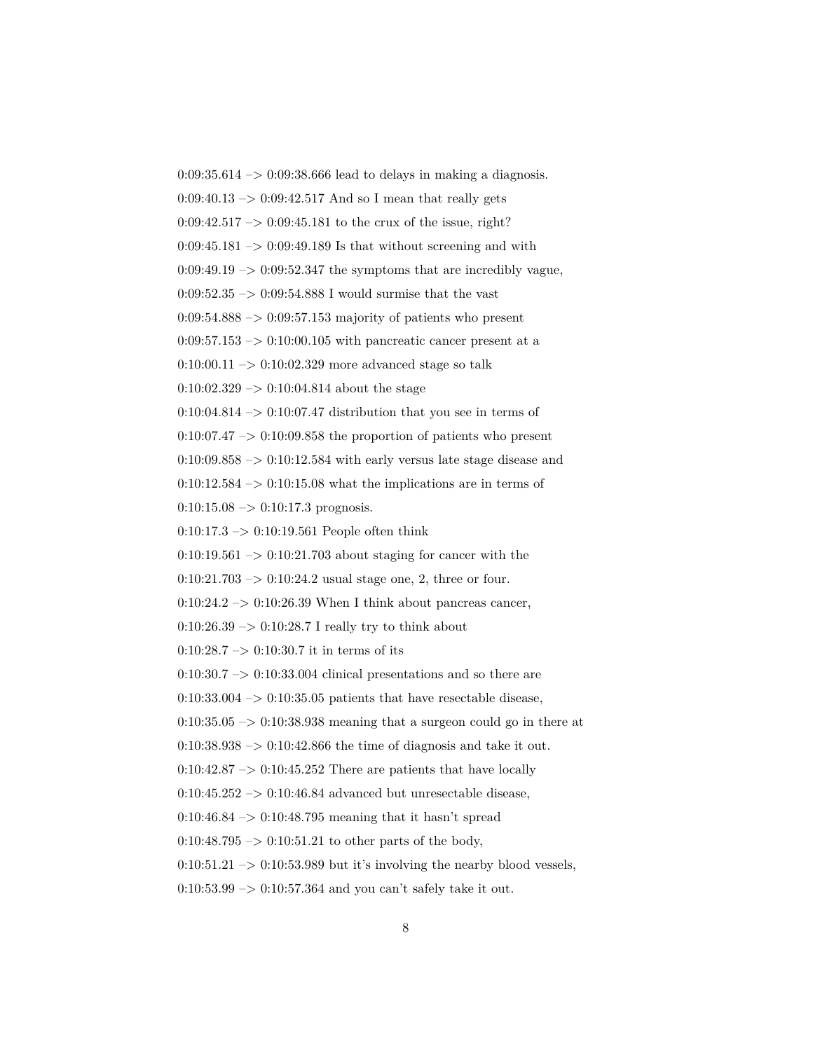0:09:35.614 –> 0:09:38.666 lead to delays in making a diagnosis.

0:09:40.13 –> 0:09:42.517 And so I mean that really gets

0:09:42.517 –> 0:09:45.181 to the crux of the issue, right?

0:09:45.181 –> 0:09:49.189 Is that without screening and with

0:09:49.19 –> 0:09:52.347 the symptoms that are incredibly vague,

0:09:52.35 –> 0:09:54.888 I would surmise that the vast

0:09:54.888 –> 0:09:57.153 majority of patients who present

0:09:57.153 –> 0:10:00.105 with pancreatic cancer present at a

0:10:00.11 –> 0:10:02.329 more advanced stage so talk

0:10:02.329 –> 0:10:04.814 about the stage

0:10:04.814 –> 0:10:07.47 distribution that you see in terms of

0:10:07.47 –> 0:10:09.858 the proportion of patients who present

0:10:09.858 –> 0:10:12.584 with early versus late stage disease and

0:10:12.584 –> 0:10:15.08 what the implications are in terms of

0:10:15.08 –> 0:10:17.3 prognosis.

0:10:17.3 –> 0:10:19.561 People often think

0:10:19.561 –> 0:10:21.703 about staging for cancer with the

0:10:21.703 –> 0:10:24.2 usual stage one, 2, three or four.

0:10:24.2 –> 0:10:26.39 When I think about pancreas cancer,

0:10:26.39 –> 0:10:28.7 I really try to think about

0:10:28.7 –> 0:10:30.7 it in terms of its

0:10:30.7 –> 0:10:33.004 clinical presentations and so there are

0:10:33.004 –> 0:10:35.05 patients that have resectable disease,

0:10:35.05 –> 0:10:38.938 meaning that a surgeon could go in there at

0:10:38.938 –> 0:10:42.866 the time of diagnosis and take it out.

0:10:42.87 –> 0:10:45.252 There are patients that have locally

0:10:45.252 –> 0:10:46.84 advanced but unresectable disease,

0:10:46.84 –> 0:10:48.795 meaning that it hasn't spread

0:10:48.795 –> 0:10:51.21 to other parts of the body,

0:10:51.21 –> 0:10:53.989 but it's involving the nearby blood vessels,

0:10:53.99 –> 0:10:57.364 and you can't safely take it out.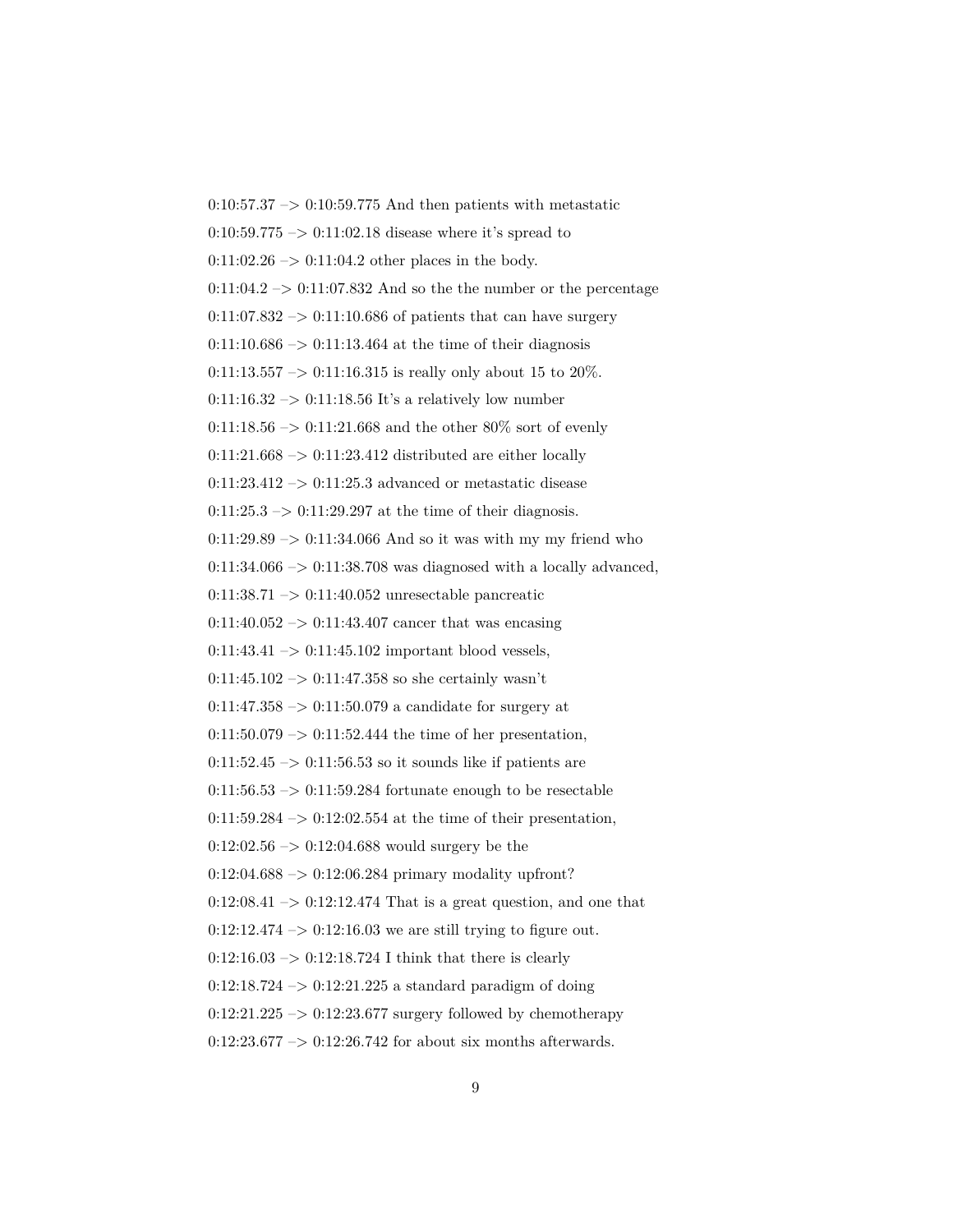0:10:57.37 –> 0:10:59.775 And then patients with metastatic

0:10:59.775 –> 0:11:02.18 disease where it's spread to

0:11:02.26 –> 0:11:04.2 other places in the body.

0:11:04.2 –> 0:11:07.832 And so the the number or the percentage

0:11:07.832 –> 0:11:10.686 of patients that can have surgery

0:11:10.686 –> 0:11:13.464 at the time of their diagnosis

0:11:13.557 –> 0:11:16.315 is really only about 15 to 20%.

0:11:16.32 –> 0:11:18.56 It's a relatively low number

0:11:18.56 –> 0:11:21.668 and the other 80% sort of evenly

0:11:21.668 –> 0:11:23.412 distributed are either locally

0:11:23.412 –> 0:11:25.3 advanced or metastatic disease

0:11:25.3 –> 0:11:29.297 at the time of their diagnosis.

0:11:29.89 –> 0:11:34.066 And so it was with my my friend who

0:11:34.066 –> 0:11:38.708 was diagnosed with a locally advanced,

0:11:38.71 –> 0:11:40.052 unresectable pancreatic

0:11:40.052 –> 0:11:43.407 cancer that was encasing

0:11:43.41 –> 0:11:45.102 important blood vessels,

0:11:45.102 –> 0:11:47.358 so she certainly wasn't

0:11:47.358 –> 0:11:50.079 a candidate for surgery at

0:11:50.079 –> 0:11:52.444 the time of her presentation,

0:11:52.45 –> 0:11:56.53 so it sounds like if patients are

0:11:56.53 –> 0:11:59.284 fortunate enough to be resectable

0:11:59.284 –> 0:12:02.554 at the time of their presentation,

0:12:02.56 –> 0:12:04.688 would surgery be the

0:12:04.688 –> 0:12:06.284 primary modality upfront?

0:12:08.41 –> 0:12:12.474 That is a great question, and one that

0:12:12.474 –> 0:12:16.03 we are still trying to figure out.

0:12:16.03 –> 0:12:18.724 I think that there is clearly

0:12:18.724 –> 0:12:21.225 a standard paradigm of doing

0:12:21.225 –> 0:12:23.677 surgery followed by chemotherapy

0:12:23.677 –> 0:12:26.742 for about six months afterwards.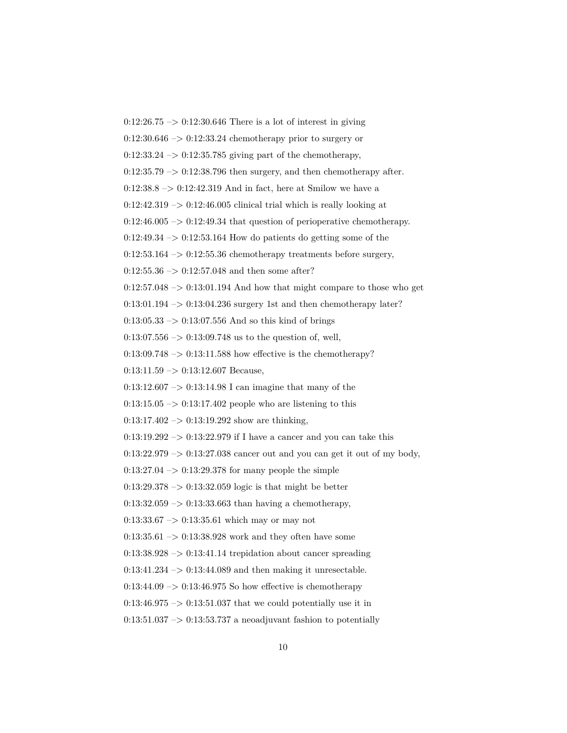0:12:26.75 –> 0:12:30.646 There is a lot of interest in giving

0:12:30.646 –> 0:12:33.24 chemotherapy prior to surgery or

0:12:33.24 –> 0:12:35.785 giving part of the chemotherapy,

0:12:35.79 –> 0:12:38.796 then surgery, and then chemotherapy after.

0:12:38.8 –> 0:12:42.319 And in fact, here at Smilow we have a

0:12:42.319 –> 0:12:46.005 clinical trial which is really looking at

0:12:46.005 –> 0:12:49.34 that question of perioperative chemotherapy.

0:12:49.34 –> 0:12:53.164 How do patients do getting some of the

0:12:53.164 –> 0:12:55.36 chemotherapy treatments before surgery,

0:12:55.36 –> 0:12:57.048 and then some after?

0:12:57.048 –> 0:13:01.194 And how that might compare to those who get

0:13:01.194 –> 0:13:04.236 surgery 1st and then chemotherapy later?

0:13:05.33 –> 0:13:07.556 And so this kind of brings

0:13:07.556 –> 0:13:09.748 us to the question of, well,

0:13:09.748 –> 0:13:11.588 how effective is the chemotherapy?

0:13:11.59 –> 0:13:12.607 Because,

0:13:12.607 –> 0:13:14.98 I can imagine that many of the

0:13:15.05 –> 0:13:17.402 people who are listening to this

0:13:17.402 –> 0:13:19.292 show are thinking,

0:13:19.292 –> 0:13:22.979 if I have a cancer and you can take this

0:13:22.979 –> 0:13:27.038 cancer out and you can get it out of my body,

0:13:27.04 –> 0:13:29.378 for many people the simple

0:13:29.378 –> 0:13:32.059 logic is that might be better

0:13:32.059 –> 0:13:33.663 than having a chemotherapy,

0:13:33.67 –> 0:13:35.61 which may or may not

0:13:35.61 –> 0:13:38.928 work and they often have some

0:13:38.928 –> 0:13:41.14 trepidation about cancer spreading

0:13:41.234 –> 0:13:44.089 and then making it unresectable.

0:13:44.09 –> 0:13:46.975 So how effective is chemotherapy

0:13:46.975 –> 0:13:51.037 that we could potentially use it in

0:13:51.037 –> 0:13:53.737 a neoadjuvant fashion to potentially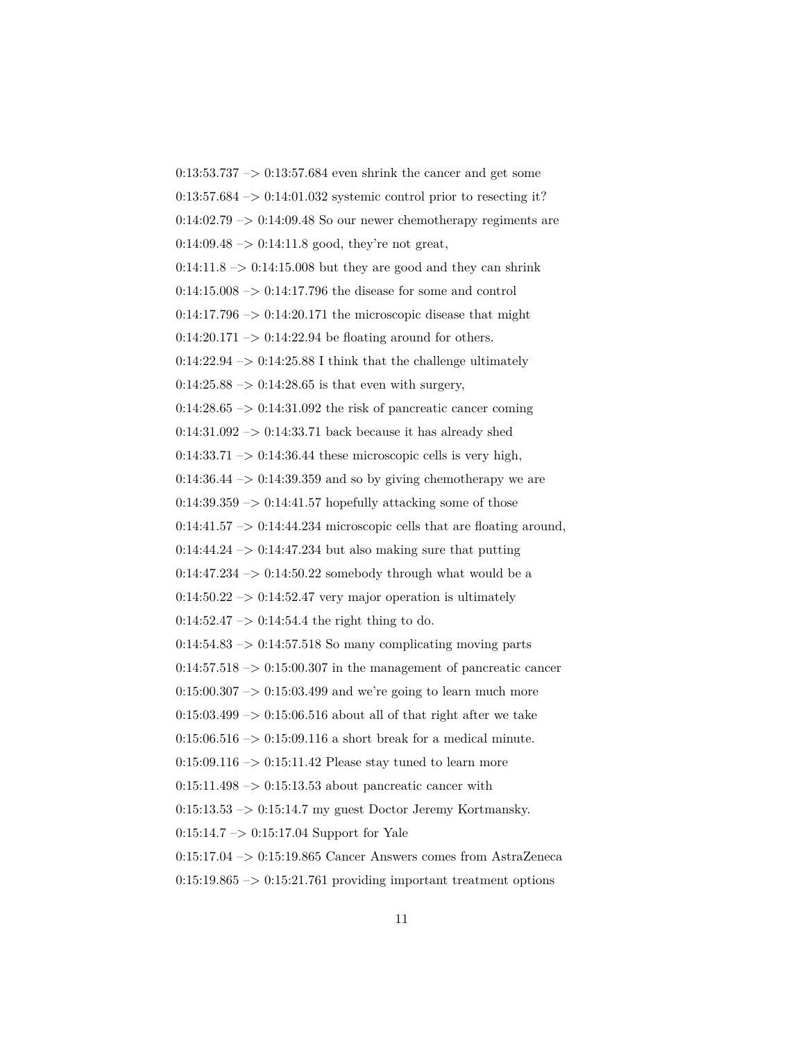0:13:53.737 –> 0:13:57.684 even shrink the cancer and get some

0:13:57.684 –> 0:14:01.032 systemic control prior to resecting it?

0:14:02.79 –> 0:14:09.48 So our newer chemotherapy regiments are

0:14:09.48 –> 0:14:11.8 good, they're not great,

0:14:11.8 –> 0:14:15.008 but they are good and they can shrink

0:14:15.008 –> 0:14:17.796 the disease for some and control

0:14:17.796 –> 0:14:20.171 the microscopic disease that might

0:14:20.171 –> 0:14:22.94 be floating around for others.

0:14:22.94 –> 0:14:25.88 I think that the challenge ultimately

0:14:25.88 –> 0:14:28.65 is that even with surgery,

0:14:28.65 –> 0:14:31.092 the risk of pancreatic cancer coming

0:14:31.092 –> 0:14:33.71 back because it has already shed

0:14:33.71 –> 0:14:36.44 these microscopic cells is very high,

0:14:36.44 –> 0:14:39.359 and so by giving chemotherapy we are

0:14:39.359 –> 0:14:41.57 hopefully attacking some of those

0:14:41.57 –> 0:14:44.234 microscopic cells that are floating around,

0:14:44.24 –> 0:14:47.234 but also making sure that putting

0:14:47.234 –> 0:14:50.22 somebody through what would be a

0:14:50.22 –> 0:14:52.47 very major operation is ultimately

0:14:52.47 –> 0:14:54.4 the right thing to do.

0:14:54.83 –> 0:14:57.518 So many complicating moving parts

0:14:57.518 –> 0:15:00.307 in the management of pancreatic cancer

0:15:00.307 –> 0:15:03.499 and we're going to learn much more

0:15:03.499 –> 0:15:06.516 about all of that right after we take

0:15:06.516 –> 0:15:09.116 a short break for a medical minute.

0:15:09.116 –> 0:15:11.42 Please stay tuned to learn more

0:15:11.498 –> 0:15:13.53 about pancreatic cancer with

0:15:13.53 –> 0:15:14.7 my guest Doctor Jeremy Kortmansky.

0:15:14.7 –> 0:15:17.04 Support for Yale

0:15:17.04 –> 0:15:19.865 Cancer Answers comes from AstraZeneca

0:15:19.865 –> 0:15:21.761 providing important treatment options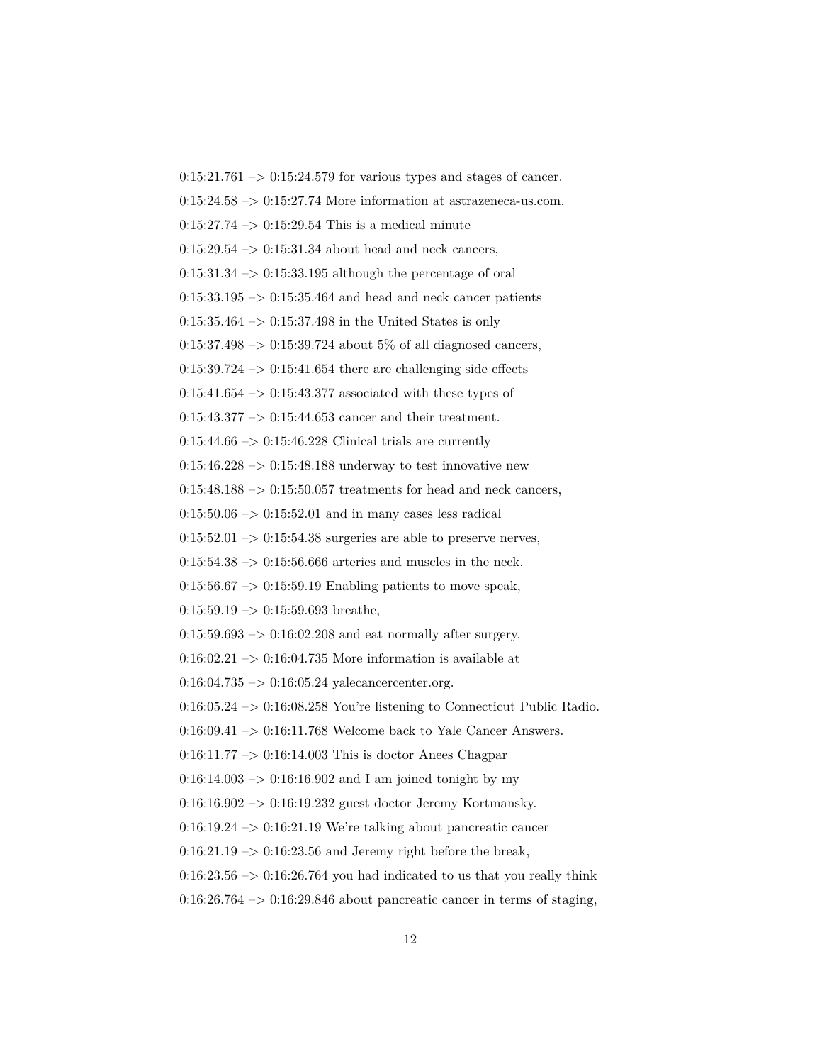0:15:21.761 –> 0:15:24.579 for various types and stages of cancer.

0:15:24.58 –> 0:15:27.74 More information at astrazeneca-us.com.

0:15:27.74 –> 0:15:29.54 This is a medical minute

0:15:29.54 –> 0:15:31.34 about head and neck cancers,

0:15:31.34 –> 0:15:33.195 although the percentage of oral

0:15:33.195 –> 0:15:35.464 and head and neck cancer patients

0:15:35.464 –> 0:15:37.498 in the United States is only

0:15:37.498 –> 0:15:39.724 about 5% of all diagnosed cancers,

0:15:39.724 –> 0:15:41.654 there are challenging side effects

0:15:41.654 –> 0:15:43.377 associated with these types of

0:15:43.377 –> 0:15:44.653 cancer and their treatment.

0:15:44.66 –> 0:15:46.228 Clinical trials are currently

0:15:46.228 –> 0:15:48.188 underway to test innovative new

0:15:48.188 –> 0:15:50.057 treatments for head and neck cancers,

0:15:50.06 –> 0:15:52.01 and in many cases less radical

0:15:52.01 –> 0:15:54.38 surgeries are able to preserve nerves,

0:15:54.38 –> 0:15:56.666 arteries and muscles in the neck.

0:15:56.67 –> 0:15:59.19 Enabling patients to move speak,

0:15:59.19 –> 0:15:59.693 breathe,

0:15:59.693 –> 0:16:02.208 and eat normally after surgery.

0:16:02.21 –> 0:16:04.735 More information is available at

0:16:04.735 –> 0:16:05.24 yalecancercenter.org.

0:16:05.24 –> 0:16:08.258 You're listening to Connecticut Public Radio.

0:16:09.41 –> 0:16:11.768 Welcome back to Yale Cancer Answers.

0:16:11.77 –> 0:16:14.003 This is doctor Anees Chagpar

0:16:14.003 –> 0:16:16.902 and I am joined tonight by my

0:16:16.902 –> 0:16:19.232 guest doctor Jeremy Kortmansky.

0:16:19.24 –> 0:16:21.19 We're talking about pancreatic cancer

0:16:21.19 –> 0:16:23.56 and Jeremy right before the break,

0:16:23.56 –> 0:16:26.764 you had indicated to us that you really think

0:16:26.764 –> 0:16:29.846 about pancreatic cancer in terms of staging,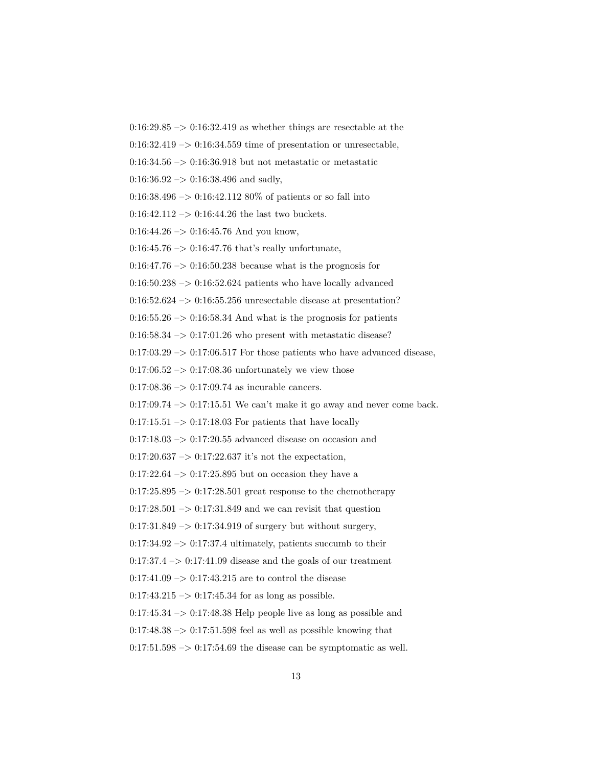0:16:29.85 –> 0:16:32.419 as whether things are resectable at the

0:16:32.419 –> 0:16:34.559 time of presentation or unresectable,

0:16:34.56 –> 0:16:36.918 but not metastatic or metastatic

0:16:36.92 –> 0:16:38.496 and sadly,

0:16:38.496 –> 0:16:42.112 80% of patients or so fall into

0:16:42.112 –> 0:16:44.26 the last two buckets.

0:16:44.26 –> 0:16:45.76 And you know,

0:16:45.76 –> 0:16:47.76 that's really unfortunate,

0:16:47.76 –> 0:16:50.238 because what is the prognosis for

0:16:50.238 –> 0:16:52.624 patients who have locally advanced

0:16:52.624 –> 0:16:55.256 unresectable disease at presentation?

0:16:55.26 –> 0:16:58.34 And what is the prognosis for patients

0:16:58.34 –> 0:17:01.26 who present with metastatic disease?

0:17:03.29 –> 0:17:06.517 For those patients who have advanced disease,

0:17:06.52 –> 0:17:08.36 unfortunately we view those

0:17:08.36 –> 0:17:09.74 as incurable cancers.

0:17:09.74 –> 0:17:15.51 We can't make it go away and never come back.

0:17:15.51 –> 0:17:18.03 For patients that have locally

0:17:18.03 –> 0:17:20.55 advanced disease on occasion and

0:17:20.637 –> 0:17:22.637 it's not the expectation,

0:17:22.64 –> 0:17:25.895 but on occasion they have a

0:17:25.895 –> 0:17:28.501 great response to the chemotherapy

0:17:28.501 –> 0:17:31.849 and we can revisit that question

0:17:31.849 –> 0:17:34.919 of surgery but without surgery,

0:17:34.92 –> 0:17:37.4 ultimately, patients succumb to their

0:17:37.4 –> 0:17:41.09 disease and the goals of our treatment

0:17:41.09 –> 0:17:43.215 are to control the disease

0:17:43.215 –> 0:17:45.34 for as long as possible.

0:17:45.34 –> 0:17:48.38 Help people live as long as possible and

0:17:48.38 –> 0:17:51.598 feel as well as possible knowing that

0:17:51.598 –> 0:17:54.69 the disease can be symptomatic as well.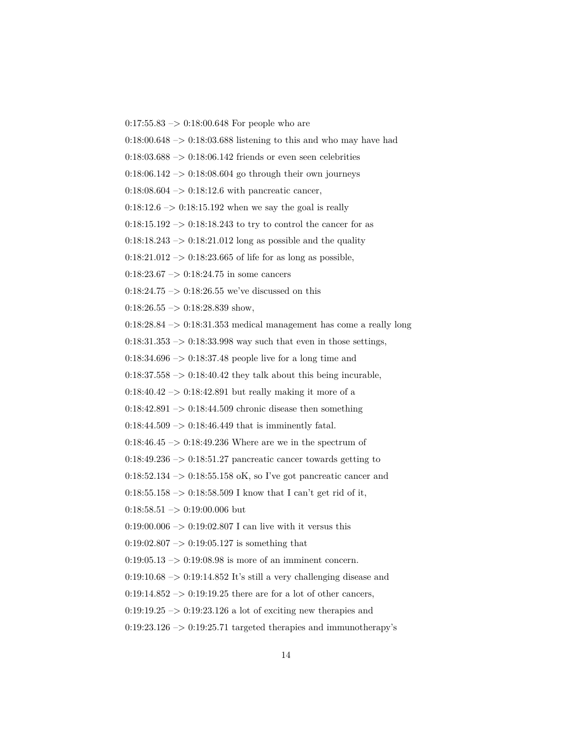0:17:55.83 –> 0:18:00.648 For people who are

0:18:00.648 –> 0:18:03.688 listening to this and who may have had

0:18:03.688 –> 0:18:06.142 friends or even seen celebrities

0:18:06.142 –> 0:18:08.604 go through their own journeys

0:18:08.604 –> 0:18:12.6 with pancreatic cancer,

0:18:12.6 –> 0:18:15.192 when we say the goal is really

0:18:15.192 –> 0:18:18.243 to try to control the cancer for as

0:18:18.243 –> 0:18:21.012 long as possible and the quality

0:18:21.012 –> 0:18:23.665 of life for as long as possible,

0:18:23.67 –> 0:18:24.75 in some cancers

0:18:24.75 –> 0:18:26.55 we've discussed on this

0:18:26.55 –> 0:18:28.839 show,

0:18:28.84 –> 0:18:31.353 medical management has come a really long

0:18:31.353 –> 0:18:33.998 way such that even in those settings,

0:18:34.696 –> 0:18:37.48 people live for a long time and

0:18:37.558 –> 0:18:40.42 they talk about this being incurable,

0:18:40.42 –> 0:18:42.891 but really making it more of a

0:18:42.891 –> 0:18:44.509 chronic disease then something

0:18:44.509 –> 0:18:46.449 that is imminently fatal.

0:18:46.45 –> 0:18:49.236 Where are we in the spectrum of

0:18:49.236 –> 0:18:51.27 pancreatic cancer towards getting to

0:18:52.134 –> 0:18:55.158 oK, so I've got pancreatic cancer and

0:18:55.158 –> 0:18:58.509 I know that I can't get rid of it,

0:18:58.51 –> 0:19:00.006 but

0:19:00.006 –> 0:19:02.807 I can live with it versus this

0:19:02.807 –> 0:19:05.127 is something that

0:19:05.13 –> 0:19:08.98 is more of an imminent concern.

0:19:10.68 –> 0:19:14.852 It's still a very challenging disease and

0:19:14.852 –> 0:19:19.25 there are for a lot of other cancers,

0:19:19.25 –> 0:19:23.126 a lot of exciting new therapies and

0:19:23.126 –> 0:19:25.71 targeted therapies and immunotherapy's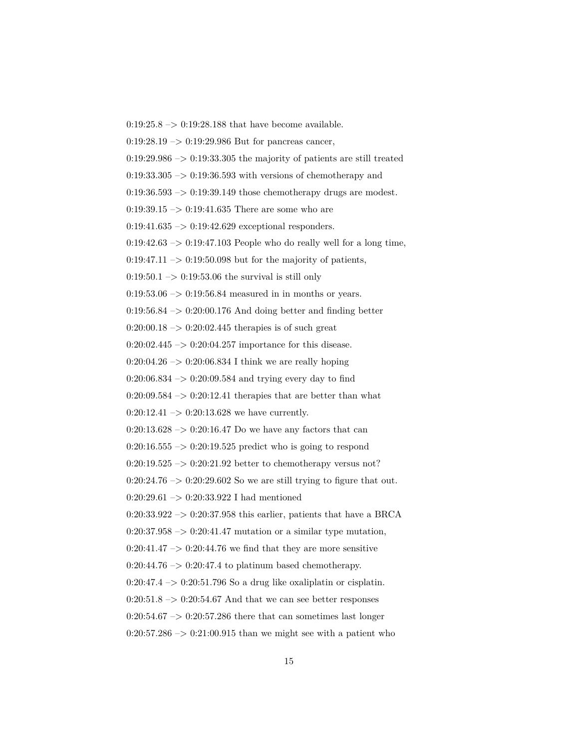0:19:25.8 –> 0:19:28.188 that have become available.

0:19:28.19 –> 0:19:29.986 But for pancreas cancer,

0:19:29.986 –> 0:19:33.305 the majority of patients are still treated

0:19:33.305 –> 0:19:36.593 with versions of chemotherapy and

0:19:36.593 –> 0:19:39.149 those chemotherapy drugs are modest.

0:19:39.15 –> 0:19:41.635 There are some who are

0:19:41.635 –> 0:19:42.629 exceptional responders.

0:19:42.63 –> 0:19:47.103 People who do really well for a long time,

0:19:47.11 –> 0:19:50.098 but for the majority of patients,

0:19:50.1 –> 0:19:53.06 the survival is still only

0:19:53.06 –> 0:19:56.84 measured in in months or years.

0:19:56.84 –> 0:20:00.176 And doing better and finding better

0:20:00.18 –> 0:20:02.445 therapies is of such great

0:20:02.445 –> 0:20:04.257 importance for this disease.

0:20:04.26 –> 0:20:06.834 I think we are really hoping

0:20:06.834 –> 0:20:09.584 and trying every day to find

0:20:09.584 –> 0:20:12.41 therapies that are better than what

0:20:12.41 –> 0:20:13.628 we have currently.

0:20:13.628 –> 0:20:16.47 Do we have any factors that can

0:20:16.555 –> 0:20:19.525 predict who is going to respond

0:20:19.525 –> 0:20:21.92 better to chemotherapy versus not?

0:20:24.76 –> 0:20:29.602 So we are still trying to figure that out.

0:20:29.61 –> 0:20:33.922 I had mentioned

0:20:33.922 –> 0:20:37.958 this earlier, patients that have a BRCA

0:20:37.958 –> 0:20:41.47 mutation or a similar type mutation,

0:20:41.47 –> 0:20:44.76 we find that they are more sensitive

0:20:44.76 –> 0:20:47.4 to platinum based chemotherapy.

0:20:47.4 –> 0:20:51.796 So a drug like oxaliplatin or cisplatin.

0:20:51.8 –> 0:20:54.67 And that we can see better responses

0:20:54.67 –> 0:20:57.286 there that can sometimes last longer

0:20:57.286 –> 0:21:00.915 than we might see with a patient who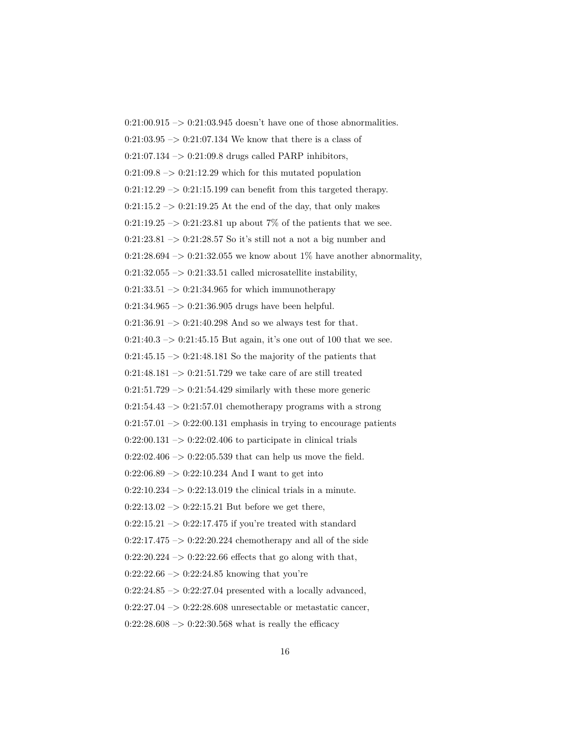0:21:00.915 –> 0:21:03.945 doesn't have one of those abnormalities.

0:21:03.95 –> 0:21:07.134 We know that there is a class of

0:21:07.134 –> 0:21:09.8 drugs called PARP inhibitors,

0:21:09.8 –> 0:21:12.29 which for this mutated population

0:21:12.29 –> 0:21:15.199 can benefit from this targeted therapy.

0:21:15.2 –> 0:21:19.25 At the end of the day, that only makes

0:21:19.25 –> 0:21:23.81 up about 7% of the patients that we see.

0:21:23.81 –> 0:21:28.57 So it's still not a not a big number and

0:21:28.694 –> 0:21:32.055 we know about 1% have another abnormality,

0:21:32.055 –> 0:21:33.51 called microsatellite instability,

0:21:33.51 –> 0:21:34.965 for which immunotherapy

0:21:34.965 –> 0:21:36.905 drugs have been helpful.

0:21:36.91 –> 0:21:40.298 And so we always test for that.

0:21:40.3 –> 0:21:45.15 But again, it's one out of 100 that we see.

0:21:45.15 –> 0:21:48.181 So the majority of the patients that

0:21:48.181 –> 0:21:51.729 we take care of are still treated

0:21:51.729 –> 0:21:54.429 similarly with these more generic

0:21:54.43 –> 0:21:57.01 chemotherapy programs with a strong

0:21:57.01 –> 0:22:00.131 emphasis in trying to encourage patients

0:22:00.131 –> 0:22:02.406 to participate in clinical trials

0:22:02.406 –> 0:22:05.539 that can help us move the field.

0:22:06.89 –> 0:22:10.234 And I want to get into

0:22:10.234 –> 0:22:13.019 the clinical trials in a minute.

0:22:13.02 –> 0:22:15.21 But before we get there,

0:22:15.21 –> 0:22:17.475 if you're treated with standard

0:22:17.475 –> 0:22:20.224 chemotherapy and all of the side

0:22:20.224 –> 0:22:22.66 effects that go along with that,

0:22:22.66 –> 0:22:24.85 knowing that you're

0:22:24.85 –> 0:22:27.04 presented with a locally advanced,

0:22:27.04 –> 0:22:28.608 unresectable or metastatic cancer,

0:22:28.608 –> 0:22:30.568 what is really the efficacy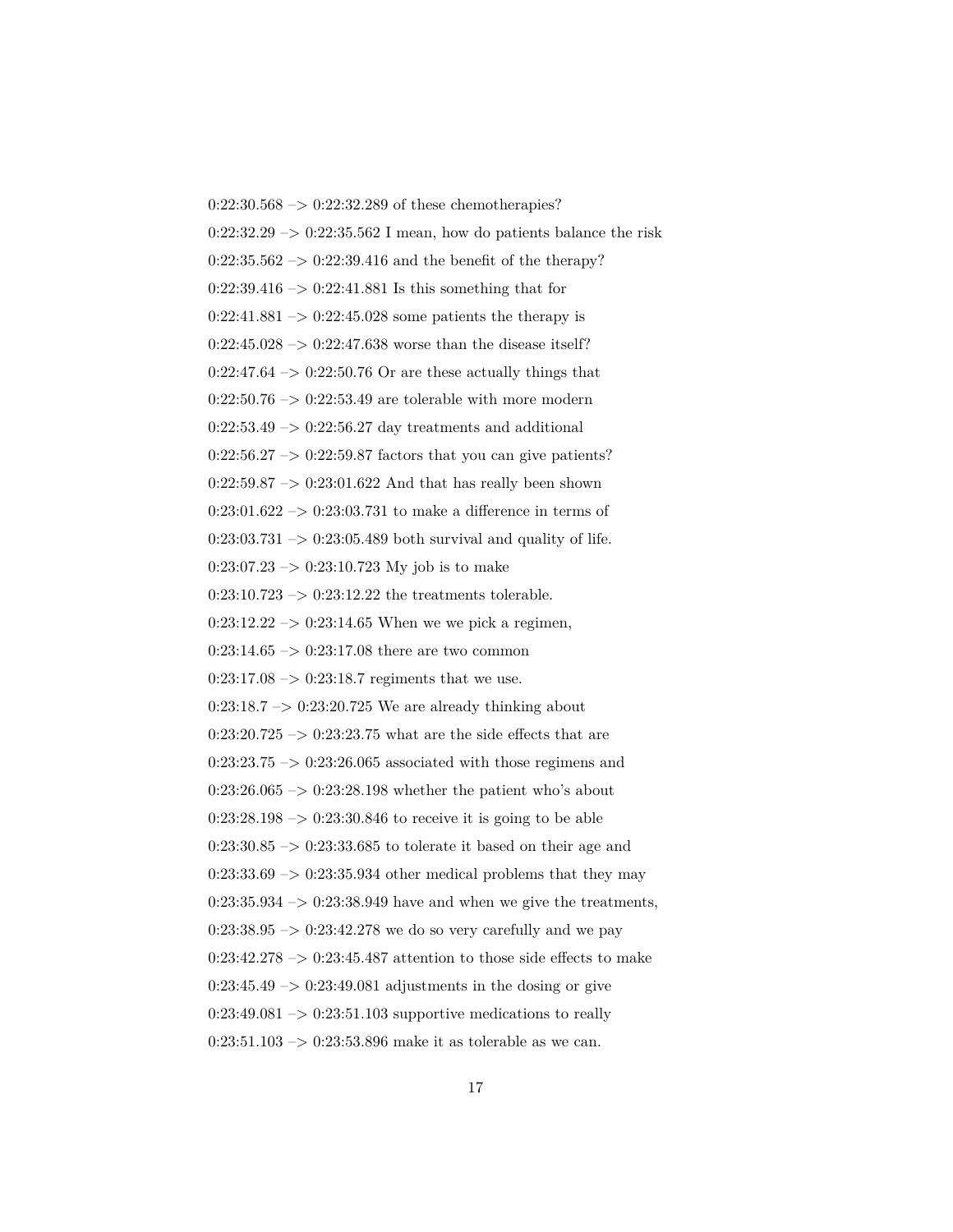0:22:30.568 –> 0:22:32.289 of these chemotherapies?

0:22:32.29 –> 0:22:35.562 I mean, how do patients balance the risk

0:22:35.562 –> 0:22:39.416 and the benefit of the therapy?

0:22:39.416 –> 0:22:41.881 Is this something that for

0:22:41.881 –> 0:22:45.028 some patients the therapy is

0:22:45.028 –> 0:22:47.638 worse than the disease itself?

0:22:47.64 –> 0:22:50.76 Or are these actually things that

0:22:50.76 –> 0:22:53.49 are tolerable with more modern

0:22:53.49 –> 0:22:56.27 day treatments and additional

0:22:56.27 –> 0:22:59.87 factors that you can give patients?

0:22:59.87 –> 0:23:01.622 And that has really been shown

0:23:01.622 –> 0:23:03.731 to make a difference in terms of

0:23:03.731 –> 0:23:05.489 both survival and quality of life.

0:23:07.23 –> 0:23:10.723 My job is to make

0:23:10.723 –> 0:23:12.22 the treatments tolerable.

0:23:12.22 –> 0:23:14.65 When we we pick a regimen,

0:23:14.65 –> 0:23:17.08 there are two common

0:23:17.08 –> 0:23:18.7 regiments that we use.

0:23:18.7 –> 0:23:20.725 We are already thinking about

0:23:20.725 –> 0:23:23.75 what are the side effects that are

0:23:23.75 –> 0:23:26.065 associated with those regimens and

0:23:26.065 –> 0:23:28.198 whether the patient who's about

0:23:28.198 –> 0:23:30.846 to receive it is going to be able

0:23:30.85 –> 0:23:33.685 to tolerate it based on their age and

0:23:33.69 –> 0:23:35.934 other medical problems that they may

0:23:35.934 –> 0:23:38.949 have and when we give the treatments,

0:23:38.95 –> 0:23:42.278 we do so very carefully and we pay

0:23:42.278 –> 0:23:45.487 attention to those side effects to make

0:23:45.49 –> 0:23:49.081 adjustments in the dosing or give

0:23:49.081 –> 0:23:51.103 supportive medications to really

0:23:51.103 –> 0:23:53.896 make it as tolerable as we can.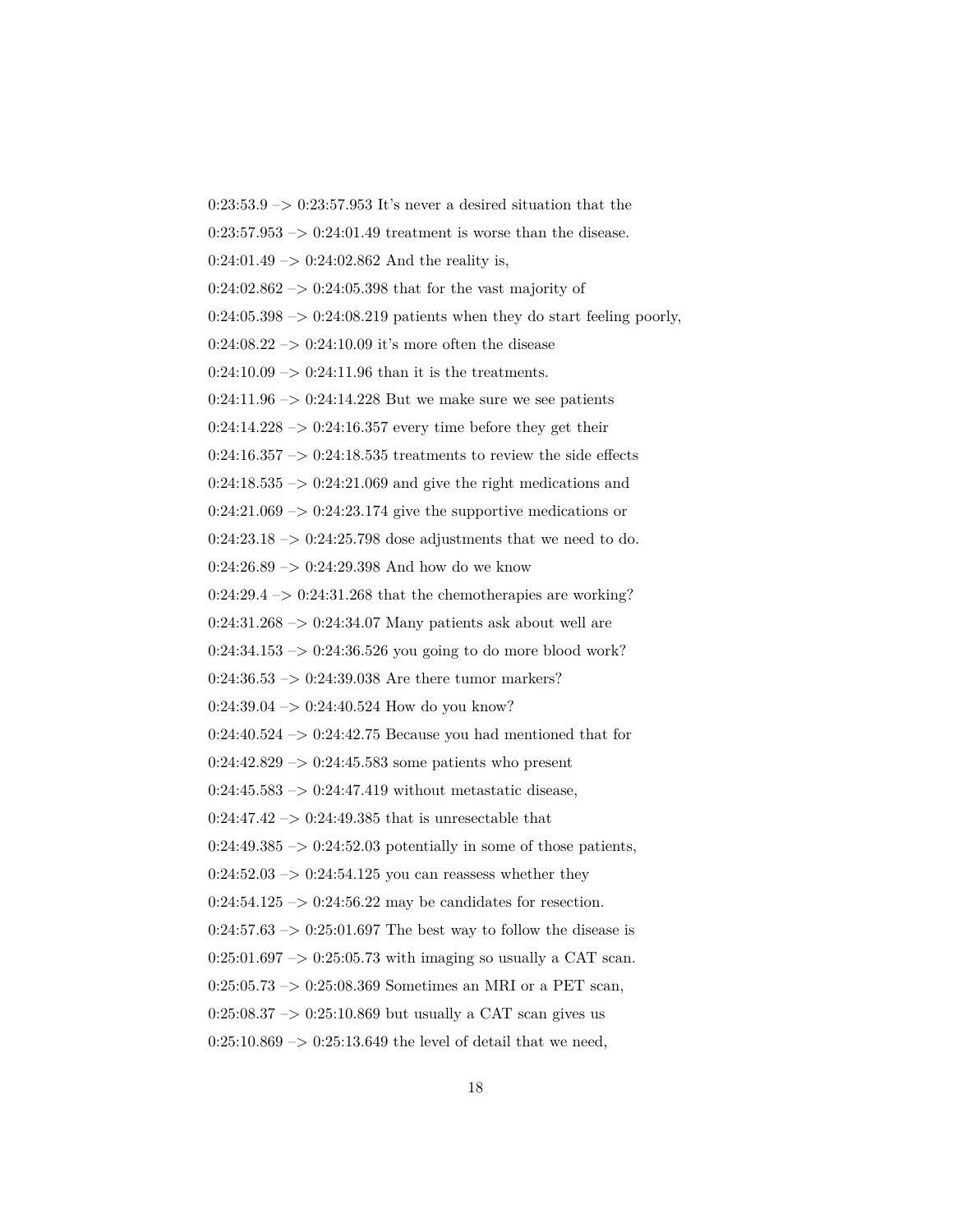0:23:53.9 –> 0:23:57.953 It's never a desired situation that the

0:23:57.953 –> 0:24:01.49 treatment is worse than the disease.

0:24:01.49 –> 0:24:02.862 And the reality is,

0:24:02.862 –> 0:24:05.398 that for the vast majority of

0:24:05.398 –> 0:24:08.219 patients when they do start feeling poorly,

0:24:08.22 –> 0:24:10.09 it's more often the disease

0:24:10.09 –> 0:24:11.96 than it is the treatments.

0:24:11.96 –> 0:24:14.228 But we make sure we see patients

0:24:14.228 –> 0:24:16.357 every time before they get their

0:24:16.357 –> 0:24:18.535 treatments to review the side effects

0:24:18.535 –> 0:24:21.069 and give the right medications and

0:24:21.069 –> 0:24:23.174 give the supportive medications or

0:24:23.18 –> 0:24:25.798 dose adjustments that we need to do.

0:24:26.89 –> 0:24:29.398 And how do we know

0:24:29.4 –> 0:24:31.268 that the chemotherapies are working?

0:24:31.268 –> 0:24:34.07 Many patients ask about well are

0:24:34.153 –> 0:24:36.526 you going to do more blood work?

0:24:36.53 –> 0:24:39.038 Are there tumor markers?

0:24:39.04 –> 0:24:40.524 How do you know?

0:24:40.524 –> 0:24:42.75 Because you had mentioned that for

0:24:42.829 –> 0:24:45.583 some patients who present

0:24:45.583 –> 0:24:47.419 without metastatic disease,

0:24:47.42 –> 0:24:49.385 that is unresectable that

0:24:49.385 –> 0:24:52.03 potentially in some of those patients,

0:24:52.03 –> 0:24:54.125 you can reassess whether they

0:24:54.125 –> 0:24:56.22 may be candidates for resection.

0:24:57.63 –> 0:25:01.697 The best way to follow the disease is

0:25:01.697 –> 0:25:05.73 with imaging so usually a CAT scan.

0:25:05.73 –> 0:25:08.369 Sometimes an MRI or a PET scan,

0:25:08.37 –> 0:25:10.869 but usually a CAT scan gives us

0:25:10.869 –> 0:25:13.649 the level of detail that we need,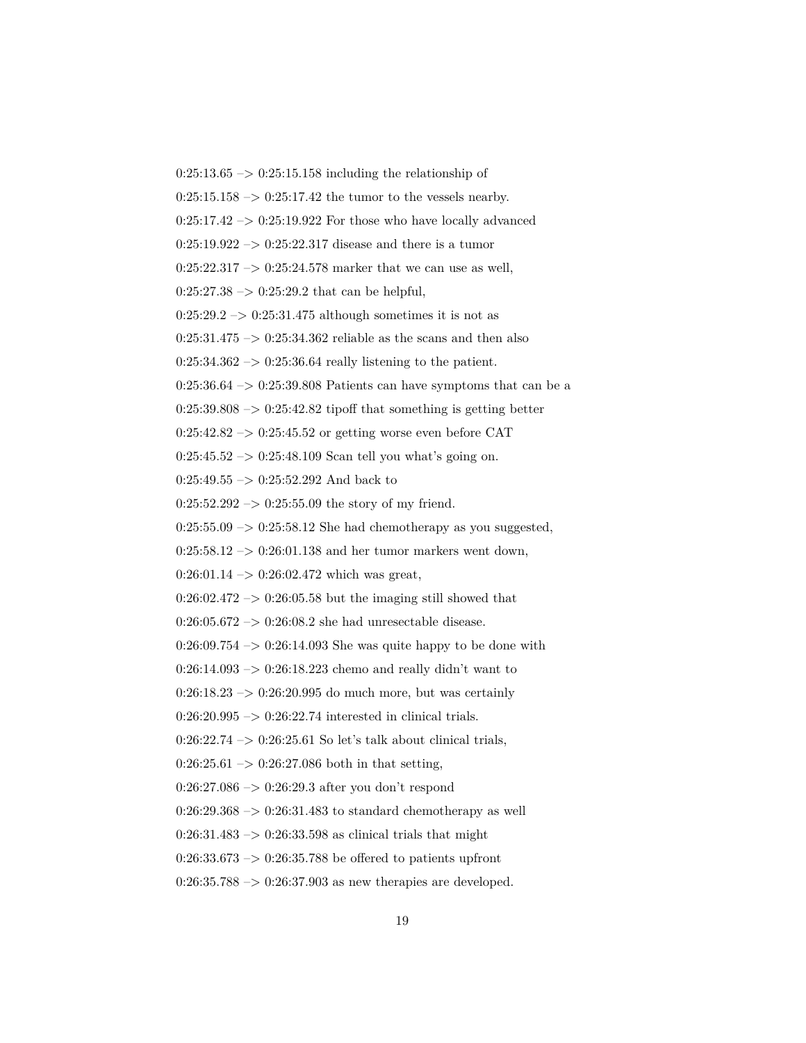0:25:13.65 –> 0:25:15.158 including the relationship of

0:25:15.158 –> 0:25:17.42 the tumor to the vessels nearby.

0:25:17.42 –> 0:25:19.922 For those who have locally advanced

0:25:19.922 –> 0:25:22.317 disease and there is a tumor

0:25:22.317 –> 0:25:24.578 marker that we can use as well,

0:25:27.38 –> 0:25:29.2 that can be helpful,

0:25:29.2 –> 0:25:31.475 although sometimes it is not as

0:25:31.475 –> 0:25:34.362 reliable as the scans and then also

0:25:34.362 –> 0:25:36.64 really listening to the patient.

0:25:36.64 –> 0:25:39.808 Patients can have symptoms that can be a

0:25:39.808 –> 0:25:42.82 tipoff that something is getting better

0:25:42.82 –> 0:25:45.52 or getting worse even before CAT

0:25:45.52 –> 0:25:48.109 Scan tell you what's going on.

0:25:49.55 –> 0:25:52.292 And back to

0:25:52.292 –> 0:25:55.09 the story of my friend.

0:25:55.09 –> 0:25:58.12 She had chemotherapy as you suggested,

0:25:58.12 –> 0:26:01.138 and her tumor markers went down,

0:26:01.14 –> 0:26:02.472 which was great,

0:26:02.472 –> 0:26:05.58 but the imaging still showed that

0:26:05.672 –> 0:26:08.2 she had unresectable disease.

0:26:09.754 –> 0:26:14.093 She was quite happy to be done with

0:26:14.093 –> 0:26:18.223 chemo and really didn't want to

0:26:18.23 –> 0:26:20.995 do much more, but was certainly

0:26:20.995 –> 0:26:22.74 interested in clinical trials.

0:26:22.74 –> 0:26:25.61 So let's talk about clinical trials,

0:26:25.61 –> 0:26:27.086 both in that setting,

0:26:27.086 –> 0:26:29.3 after you don't respond

0:26:29.368 –> 0:26:31.483 to standard chemotherapy as well

0:26:31.483 –> 0:26:33.598 as clinical trials that might

0:26:33.673 –> 0:26:35.788 be offered to patients upfront

0:26:35.788 –> 0:26:37.903 as new therapies are developed.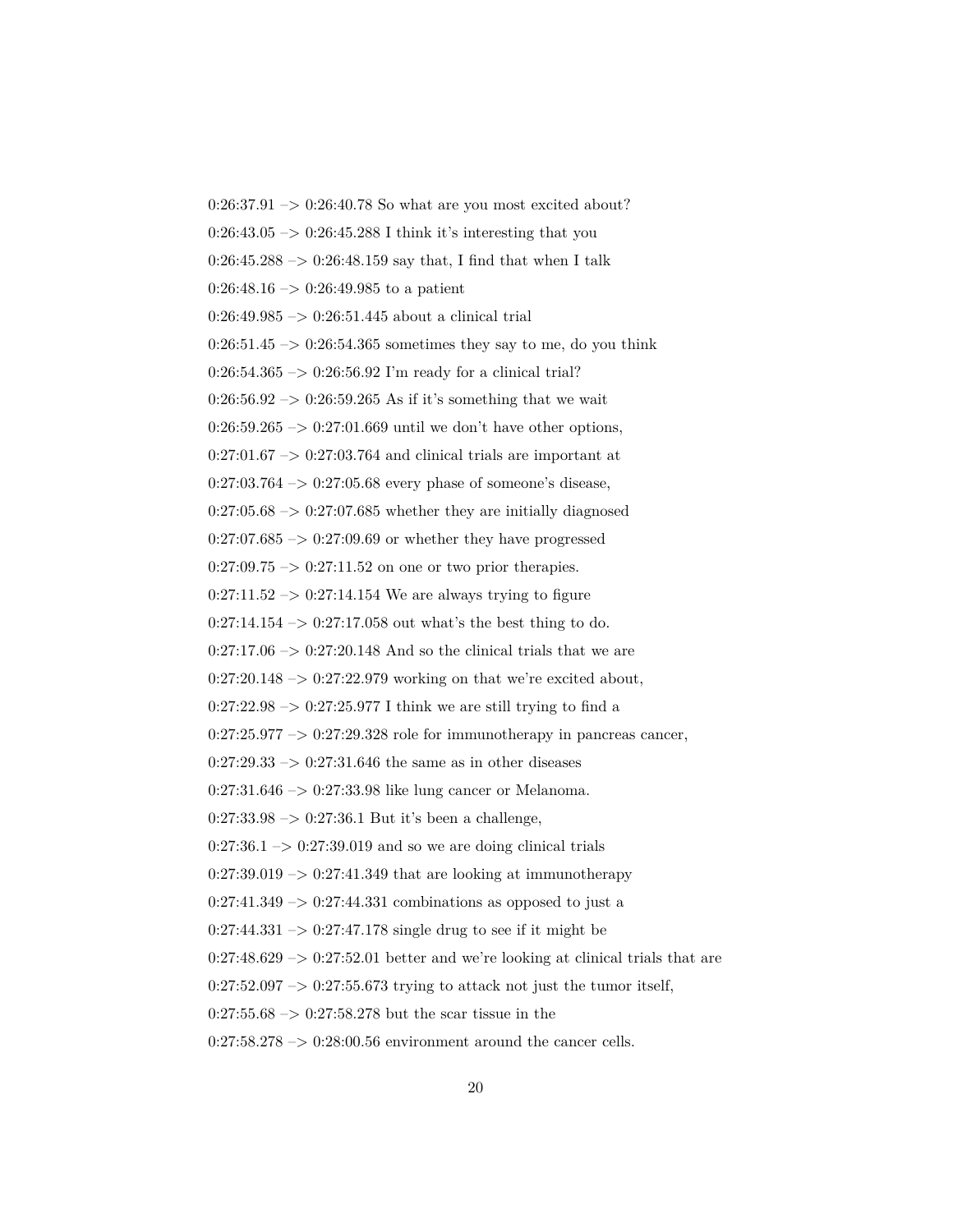0:26:37.91 –> 0:26:40.78 So what are you most excited about?

0:26:43.05 –> 0:26:45.288 I think it's interesting that you

0:26:45.288 –> 0:26:48.159 say that, I find that when I talk

0:26:48.16 –> 0:26:49.985 to a patient

0:26:49.985 –> 0:26:51.445 about a clinical trial

0:26:51.45 –> 0:26:54.365 sometimes they say to me, do you think

0:26:54.365 –> 0:26:56.92 I'm ready for a clinical trial?

0:26:56.92 –> 0:26:59.265 As if it's something that we wait

0:26:59.265 –> 0:27:01.669 until we don't have other options,

0:27:01.67 –> 0:27:03.764 and clinical trials are important at

0:27:03.764 –> 0:27:05.68 every phase of someone's disease,

0:27:05.68 –> 0:27:07.685 whether they are initially diagnosed

0:27:07.685 –> 0:27:09.69 or whether they have progressed

0:27:09.75 –> 0:27:11.52 on one or two prior therapies.

0:27:11.52 –> 0:27:14.154 We are always trying to figure

0:27:14.154 –> 0:27:17.058 out what's the best thing to do.

0:27:17.06 –> 0:27:20.148 And so the clinical trials that we are

0:27:20.148 –> 0:27:22.979 working on that we're excited about,

0:27:22.98 –> 0:27:25.977 I think we are still trying to find a

0:27:25.977 –> 0:27:29.328 role for immunotherapy in pancreas cancer,

0:27:29.33 –> 0:27:31.646 the same as in other diseases

0:27:31.646 –> 0:27:33.98 like lung cancer or Melanoma.

0:27:33.98 –> 0:27:36.1 But it's been a challenge,

0:27:36.1 –> 0:27:39.019 and so we are doing clinical trials

0:27:39.019 –> 0:27:41.349 that are looking at immunotherapy

0:27:41.349 –> 0:27:44.331 combinations as opposed to just a

0:27:44.331 –> 0:27:47.178 single drug to see if it might be

0:27:48.629 –> 0:27:52.01 better and we're looking at clinical trials that are

0:27:52.097 –> 0:27:55.673 trying to attack not just the tumor itself,

0:27:55.68 –> 0:27:58.278 but the scar tissue in the

0:27:58.278 –> 0:28:00.56 environment around the cancer cells.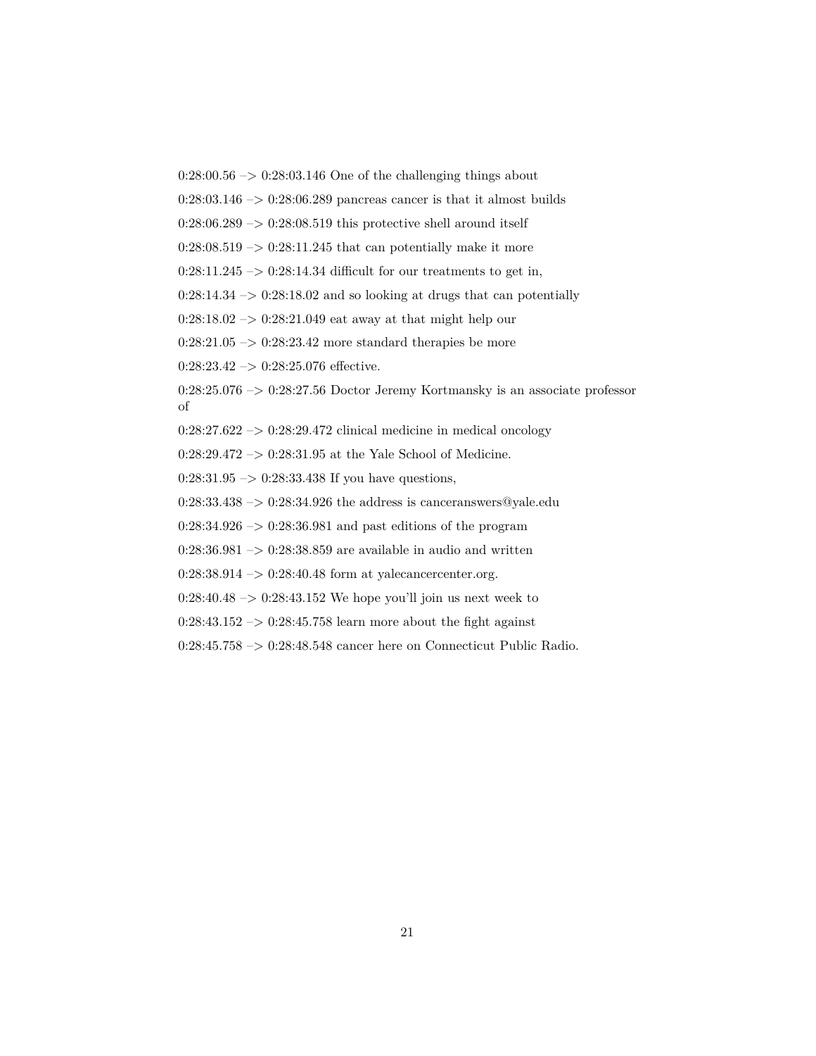0:28:00.56 –> 0:28:03.146 One of the challenging things about

0:28:03.146 –> 0:28:06.289 pancreas cancer is that it almost builds

0:28:06.289 –> 0:28:08.519 this protective shell around itself

0:28:08.519 –> 0:28:11.245 that can potentially make it more

0:28:11.245 –> 0:28:14.34 difficult for our treatments to get in,

0:28:14.34 –> 0:28:18.02 and so looking at drugs that can potentially

0:28:18.02 –> 0:28:21.049 eat away at that might help our

0:28:21.05 –> 0:28:23.42 more standard therapies be more

0:28:23.42 –> 0:28:25.076 effective.

0:28:25.076 –> 0:28:27.56 Doctor Jeremy Kortmansky is an associate professor of

0:28:27.622 –> 0:28:29.472 clinical medicine in medical oncology

0:28:29.472 –> 0:28:31.95 at the Yale School of Medicine.

0:28:31.95 –> 0:28:33.438 If you have questions,

0:28:33.438 –> 0:28:34.926 the address is canceranswers@yale.edu

0:28:34.926 –> 0:28:36.981 and past editions of the program

0:28:36.981 –> 0:28:38.859 are available in audio and written

0:28:38.914 –> 0:28:40.48 form at yalecancercenter.org.

0:28:40.48 –> 0:28:43.152 We hope you'll join us next week to

0:28:43.152 –> 0:28:45.758 learn more about the fight against

0:28:45.758 –> 0:28:48.548 cancer here on Connecticut Public Radio.